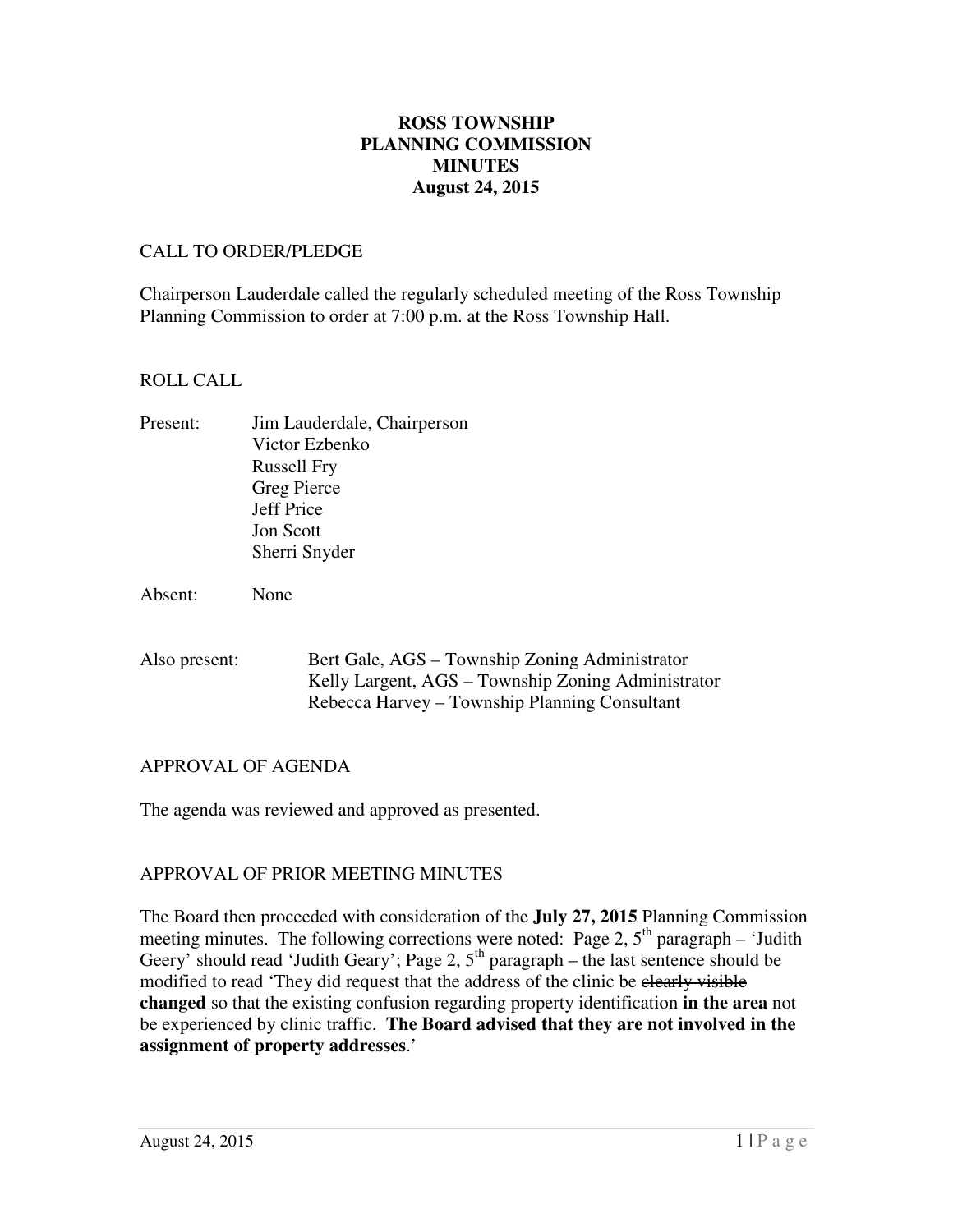# ROSS TOWNSHIP
# PLANNING COMMISSION
# MINUTES
# August 24, 2015

CALL TO ORDER/PLEDGE

Chairperson Lauderdale called the regularly scheduled meeting of the Ross Township Planning Commission to order at 7:00 p.m. at the Ross Township Hall.

ROLL CALL

Present: Jim Lauderdale, Chairperson
Victor Ezbenko
Russell Fry
Greg Pierce
Jeff Price
Jon Scott
Sherri Snyder

Absent: None

Also present: Bert Gale, AGS – Township Zoning Administrator
Kelly Largent, AGS – Township Zoning Administrator
Rebecca Harvey – Township Planning Consultant

APPROVAL OF AGENDA

The agenda was reviewed and approved as presented.

APPROVAL OF PRIOR MEETING MINUTES

The Board then proceeded with consideration of the **July 27, 2015** Planning Commission meeting minutes. The following corrections were noted: Page 2, 5th paragraph – 'Judith Geery' should read 'Judith Geary'; Page 2, 5th paragraph – the last sentence should be modified to read 'They did request that the address of the clinic be ~~clearly visible~~ **changed** so that the existing confusion regarding property identification **in the area** not be experienced by clinic traffic. **The Board advised that they are not involved in the assignment of property addresses**.'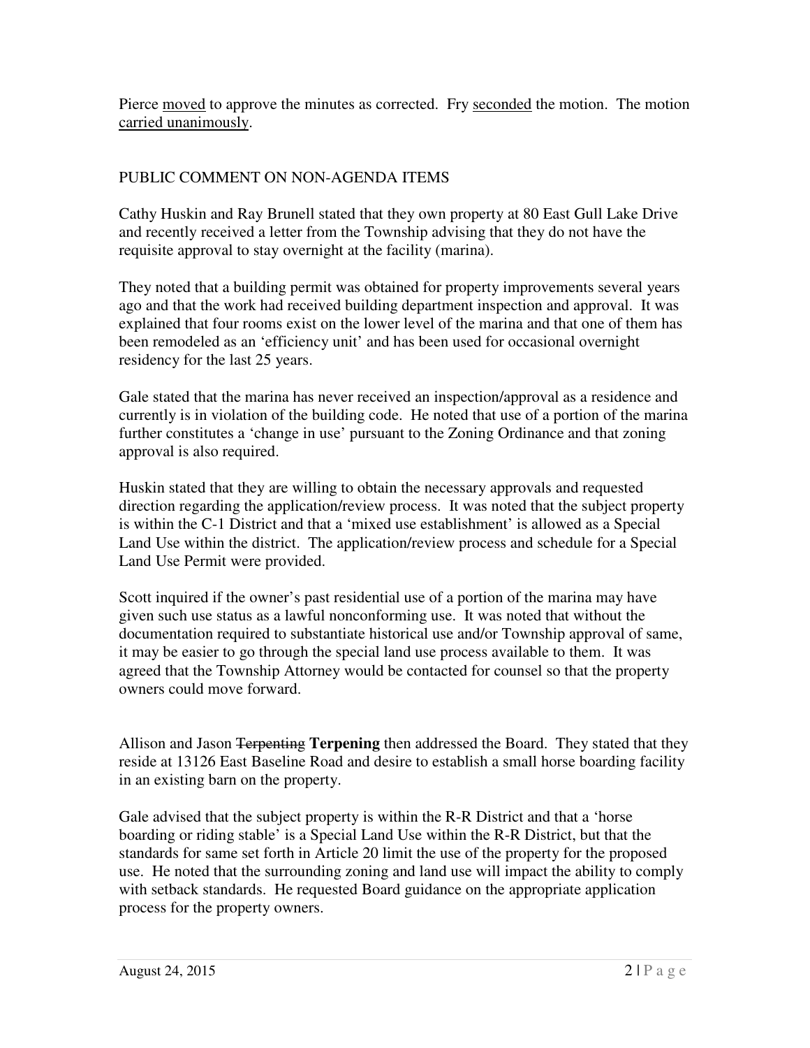Pierce moved to approve the minutes as corrected. Fry seconded the motion. The motion carried unanimously.

PUBLIC COMMENT ON NON-AGENDA ITEMS

Cathy Huskin and Ray Brunell stated that they own property at 80 East Gull Lake Drive and recently received a letter from the Township advising that they do not have the requisite approval to stay overnight at the facility (marina).

They noted that a building permit was obtained for property improvements several years ago and that the work had received building department inspection and approval. It was explained that four rooms exist on the lower level of the marina and that one of them has been remodeled as an 'efficiency unit' and has been used for occasional overnight residency for the last 25 years.

Gale stated that the marina has never received an inspection/approval as a residence and currently is in violation of the building code. He noted that use of a portion of the marina further constitutes a 'change in use' pursuant to the Zoning Ordinance and that zoning approval is also required.

Huskin stated that they are willing to obtain the necessary approvals and requested direction regarding the application/review process. It was noted that the subject property is within the C-1 District and that a 'mixed use establishment' is allowed as a Special Land Use within the district. The application/review process and schedule for a Special Land Use Permit were provided.

Scott inquired if the owner's past residential use of a portion of the marina may have given such use status as a lawful nonconforming use. It was noted that without the documentation required to substantiate historical use and/or Township approval of same, it may be easier to go through the special land use process available to them. It was agreed that the Township Attorney would be contacted for counsel so that the property owners could move forward.

Allison and Jason ~~Terpenting~~ **Terpening** then addressed the Board. They stated that they reside at 13126 East Baseline Road and desire to establish a small horse boarding facility in an existing barn on the property.

Gale advised that the subject property is within the R-R District and that a 'horse boarding or riding stable' is a Special Land Use within the R-R District, but that the standards for same set forth in Article 20 limit the use of the property for the proposed use. He noted that the surrounding zoning and land use will impact the ability to comply with setback standards. He requested Board guidance on the appropriate application process for the property owners.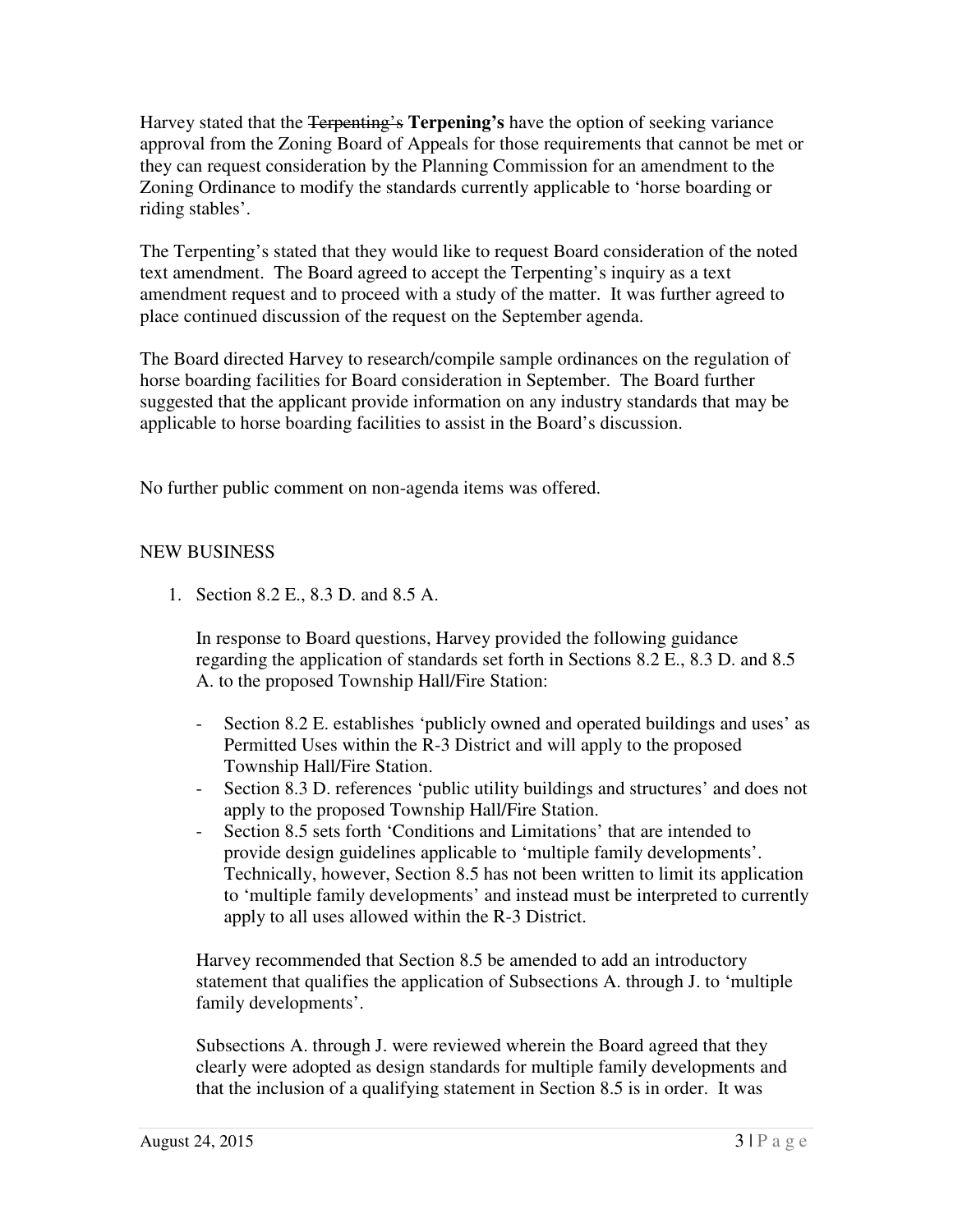Harvey stated that the ~~Terpenting's~~ **Terpening's** have the option of seeking variance approval from the Zoning Board of Appeals for those requirements that cannot be met or they can request consideration by the Planning Commission for an amendment to the Zoning Ordinance to modify the standards currently applicable to 'horse boarding or riding stables'.

The Terpenting's stated that they would like to request Board consideration of the noted text amendment. The Board agreed to accept the Terpenting's inquiry as a text amendment request and to proceed with a study of the matter. It was further agreed to place continued discussion of the request on the September agenda.

The Board directed Harvey to research/compile sample ordinances on the regulation of horse boarding facilities for Board consideration in September. The Board further suggested that the applicant provide information on any industry standards that may be applicable to horse boarding facilities to assist in the Board's discussion.

No further public comment on non-agenda items was offered.

NEW BUSINESS

1. Section 8.2 E., 8.3 D. and 8.5 A.

   In response to Board questions, Harvey provided the following guidance regarding the application of standards set forth in Sections 8.2 E., 8.3 D. and 8.5 A. to the proposed Township Hall/Fire Station:

   - Section 8.2 E. establishes 'publicly owned and operated buildings and uses' as Permitted Uses within the R-3 District and will apply to the proposed Township Hall/Fire Station.
   - Section 8.3 D. references 'public utility buildings and structures' and does not apply to the proposed Township Hall/Fire Station.
   - Section 8.5 sets forth 'Conditions and Limitations' that are intended to provide design guidelines applicable to 'multiple family developments'. Technically, however, Section 8.5 has not been written to limit its application to 'multiple family developments' and instead must be interpreted to currently apply to all uses allowed within the R-3 District.

   Harvey recommended that Section 8.5 be amended to add an introductory statement that qualifies the application of Subsections A. through J. to 'multiple family developments'.

   Subsections A. through J. were reviewed wherein the Board agreed that they clearly were adopted as design standards for multiple family developments and that the inclusion of a qualifying statement in Section 8.5 is in order. It was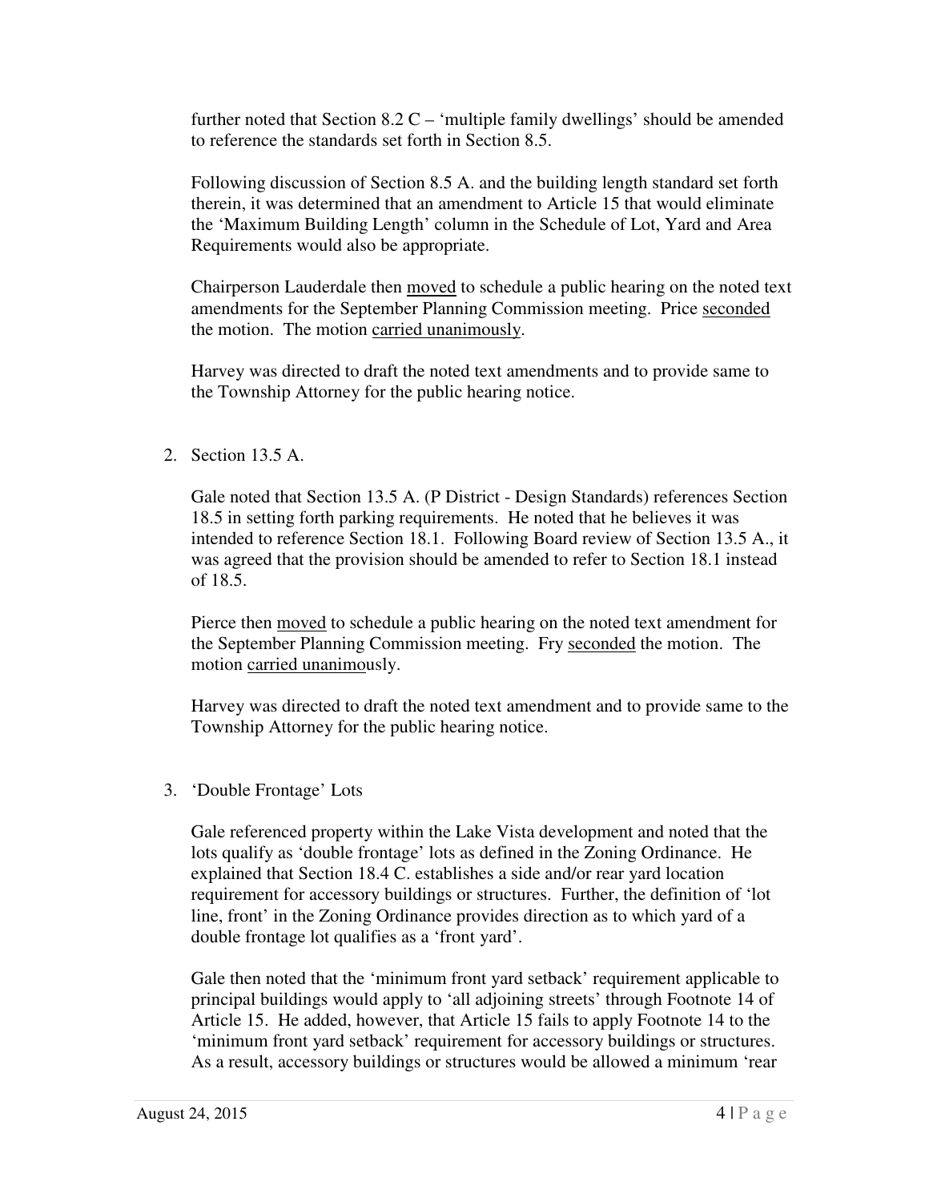further noted that Section 8.2 C – 'multiple family dwellings' should be amended to reference the standards set forth in Section 8.5.

Following discussion of Section 8.5 A. and the building length standard set forth therein, it was determined that an amendment to Article 15 that would eliminate the 'Maximum Building Length' column in the Schedule of Lot, Yard and Area Requirements would also be appropriate.

Chairperson Lauderdale then <u>moved</u> to schedule a public hearing on the noted text amendments for the September Planning Commission meeting. Price <u>seconded</u> the motion. The motion <u>carried unanimously</u>.

Harvey was directed to draft the noted text amendments and to provide same to the Township Attorney for the public hearing notice.

2. Section 13.5 A.

   Gale noted that Section 13.5 A. (P District - Design Standards) references Section 18.5 in setting forth parking requirements. He noted that he believes it was intended to reference Section 18.1. Following Board review of Section 13.5 A., it was agreed that the provision should be amended to refer to Section 18.1 instead of 18.5.

   Pierce then <u>moved</u> to schedule a public hearing on the noted text amendment for the September Planning Commission meeting. Fry <u>seconded</u> the motion. The motion <u>carried unanimously</u>.

   Harvey was directed to draft the noted text amendment and to provide same to the Township Attorney for the public hearing notice.

3. 'Double Frontage' Lots

   Gale referenced property within the Lake Vista development and noted that the lots qualify as 'double frontage' lots as defined in the Zoning Ordinance. He explained that Section 18.4 C. establishes a side and/or rear yard location requirement for accessory buildings or structures. Further, the definition of 'lot line, front' in the Zoning Ordinance provides direction as to which yard of a double frontage lot qualifies as a 'front yard'.

   Gale then noted that the 'minimum front yard setback' requirement applicable to principal buildings would apply to 'all adjoining streets' through Footnote 14 of Article 15. He added, however, that Article 15 fails to apply Footnote 14 to the 'minimum front yard setback' requirement for accessory buildings or structures. As a result, accessory buildings or structures would be allowed a minimum 'rear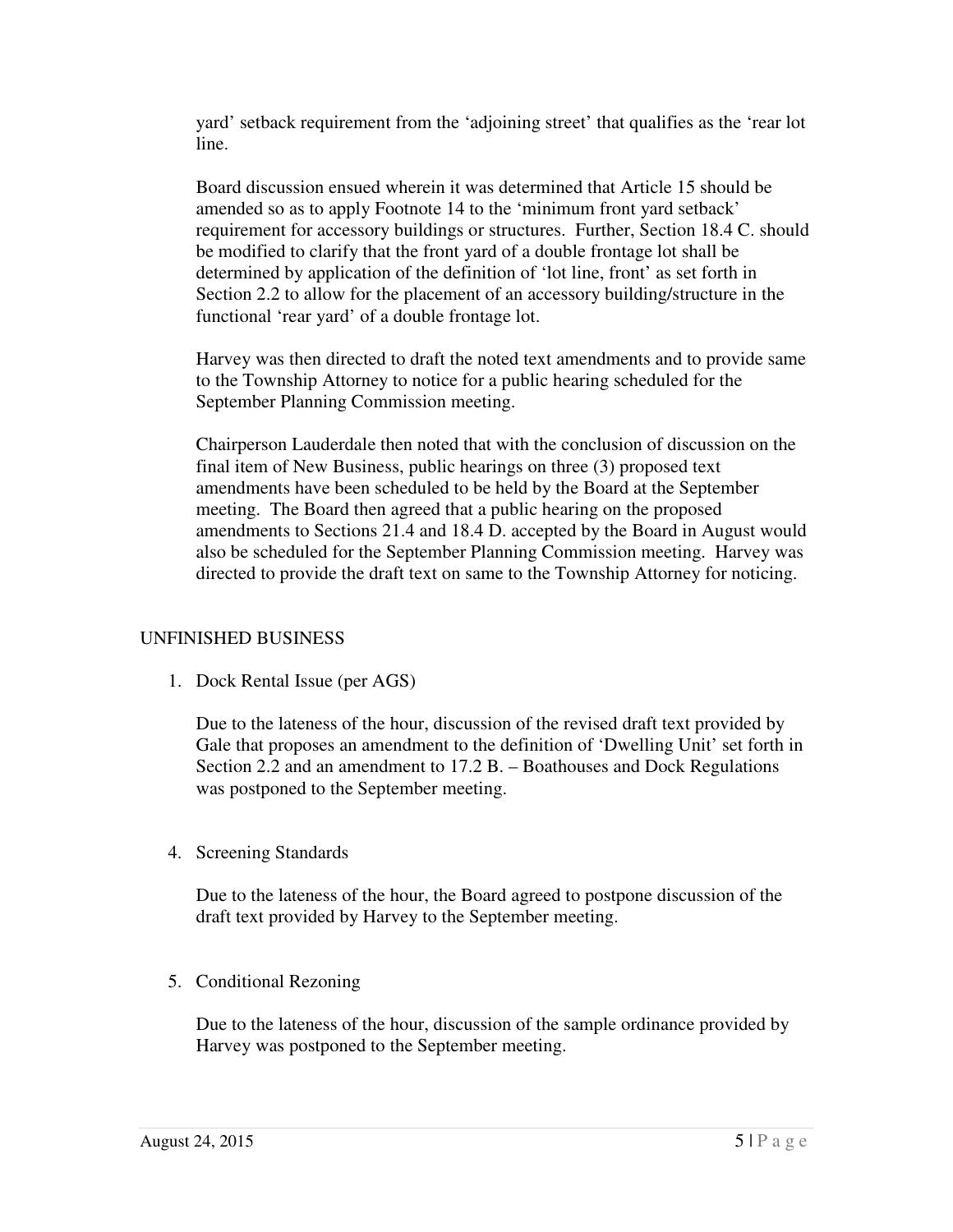yard' setback requirement from the 'adjoining street' that qualifies as the 'rear lot line.

Board discussion ensued wherein it was determined that Article 15 should be amended so as to apply Footnote 14 to the 'minimum front yard setback' requirement for accessory buildings or structures. Further, Section 18.4 C. should be modified to clarify that the front yard of a double frontage lot shall be determined by application of the definition of 'lot line, front' as set forth in Section 2.2 to allow for the placement of an accessory building/structure in the functional 'rear yard' of a double frontage lot.

Harvey was then directed to draft the noted text amendments and to provide same to the Township Attorney to notice for a public hearing scheduled for the September Planning Commission meeting.

Chairperson Lauderdale then noted that with the conclusion of discussion on the final item of New Business, public hearings on three (3) proposed text amendments have been scheduled to be held by the Board at the September meeting. The Board then agreed that a public hearing on the proposed amendments to Sections 21.4 and 18.4 D. accepted by the Board in August would also be scheduled for the September Planning Commission meeting. Harvey was directed to provide the draft text on same to the Township Attorney for noticing.

UNFINISHED BUSINESS

1. Dock Rental Issue (per AGS)

   Due to the lateness of the hour, discussion of the revised draft text provided by Gale that proposes an amendment to the definition of 'Dwelling Unit' set forth in Section 2.2 and an amendment to 17.2 B. – Boathouses and Dock Regulations was postponed to the September meeting.

4. Screening Standards

   Due to the lateness of the hour, the Board agreed to postpone discussion of the draft text provided by Harvey to the September meeting.

5. Conditional Rezoning

   Due to the lateness of the hour, discussion of the sample ordinance provided by Harvey was postponed to the September meeting.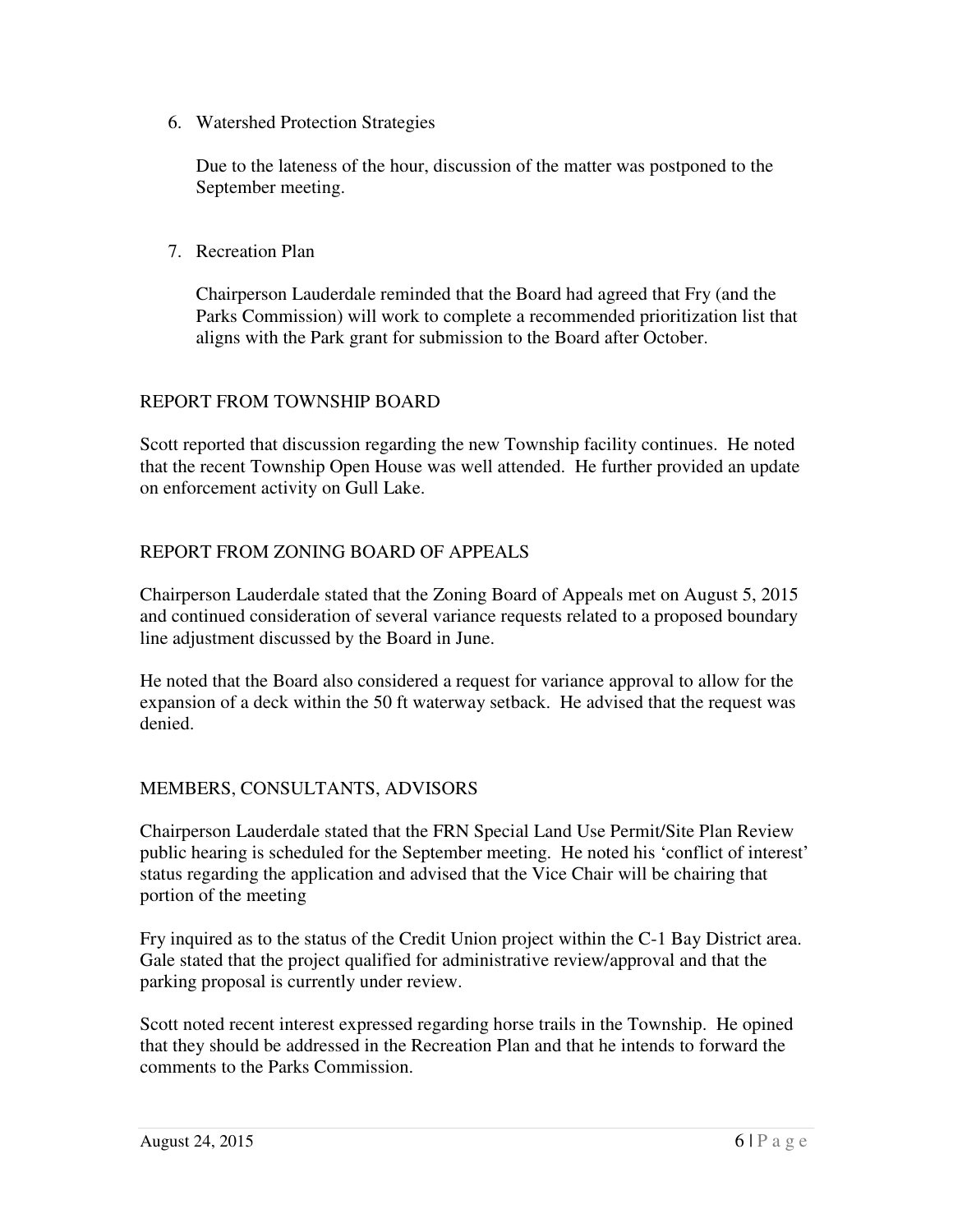6. Watershed Protection Strategies

   Due to the lateness of the hour, discussion of the matter was postponed to the September meeting.

7. Recreation Plan

   Chairperson Lauderdale reminded that the Board had agreed that Fry (and the Parks Commission) will work to complete a recommended prioritization list that aligns with the Park grant for submission to the Board after October.

## REPORT FROM TOWNSHIP BOARD

Scott reported that discussion regarding the new Township facility continues. He noted that the recent Township Open House was well attended. He further provided an update on enforcement activity on Gull Lake.

## REPORT FROM ZONING BOARD OF APPEALS

Chairperson Lauderdale stated that the Zoning Board of Appeals met on August 5, 2015 and continued consideration of several variance requests related to a proposed boundary line adjustment discussed by the Board in June.

He noted that the Board also considered a request for variance approval to allow for the expansion of a deck within the 50 ft waterway setback. He advised that the request was denied.

## MEMBERS, CONSULTANTS, ADVISORS

Chairperson Lauderdale stated that the FRN Special Land Use Permit/Site Plan Review public hearing is scheduled for the September meeting. He noted his 'conflict of interest' status regarding the application and advised that the Vice Chair will be chairing that portion of the meeting

Fry inquired as to the status of the Credit Union project within the C-1 Bay District area. Gale stated that the project qualified for administrative review/approval and that the parking proposal is currently under review.

Scott noted recent interest expressed regarding horse trails in the Township. He opined that they should be addressed in the Recreation Plan and that he intends to forward the comments to the Parks Commission.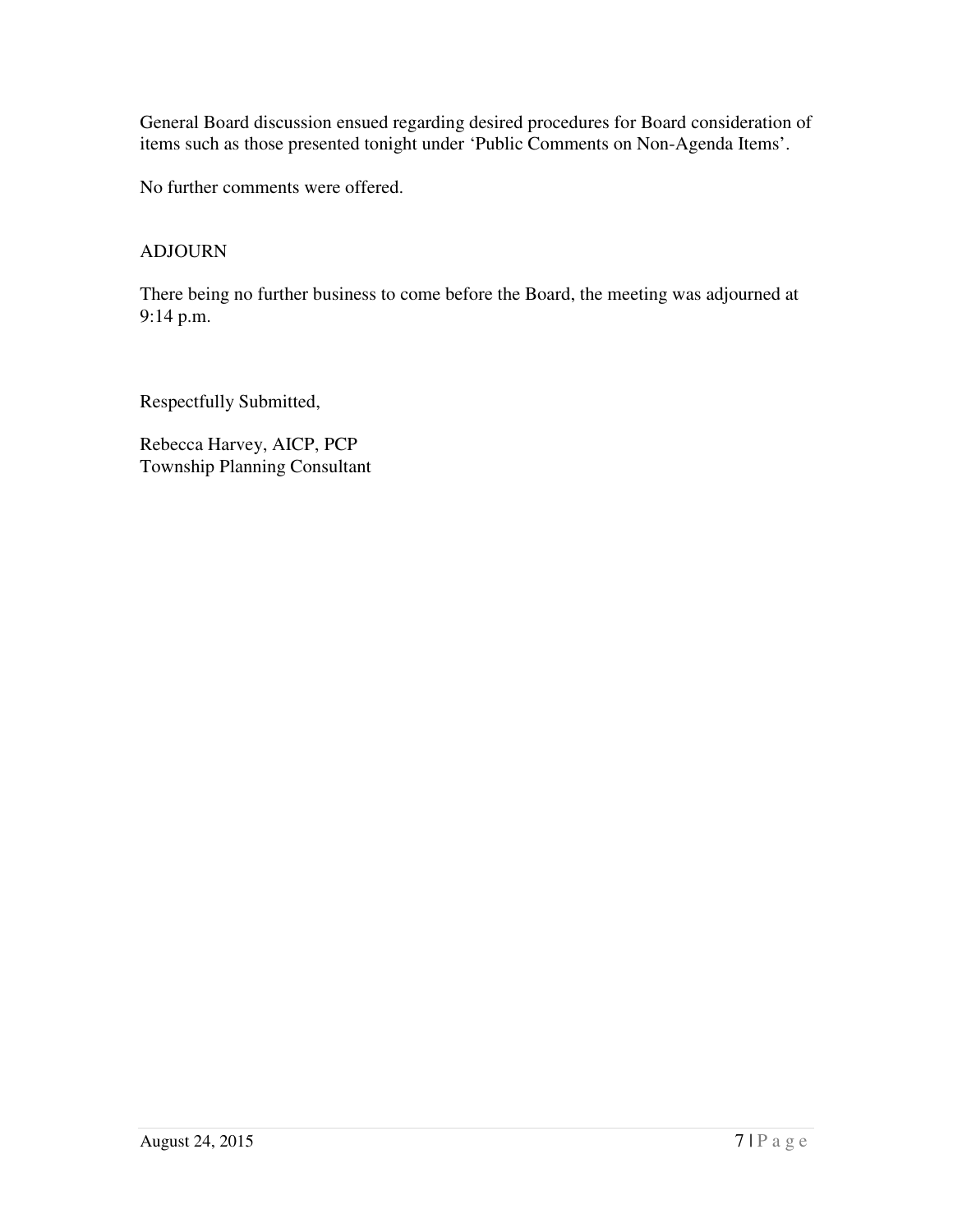General Board discussion ensued regarding desired procedures for Board consideration of items such as those presented tonight under 'Public Comments on Non-Agenda Items'.

No further comments were offered.

## ADJOURN

There being no further business to come before the Board, the meeting was adjourned at 9:14 p.m.

Respectfully Submitted,

Rebecca Harvey, AICP, PCP
Township Planning Consultant